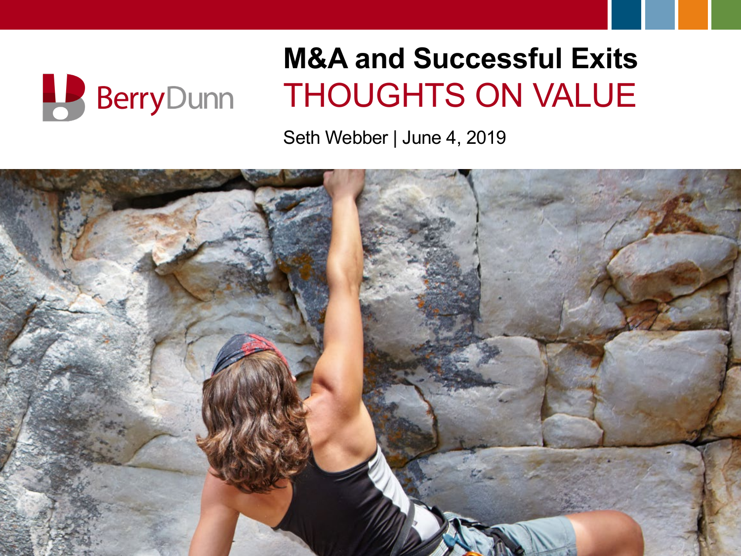BerryDunn

# M&A and Successful Exits

## THOUGHTS ON VALUE

Seth Webber | June 4, 2019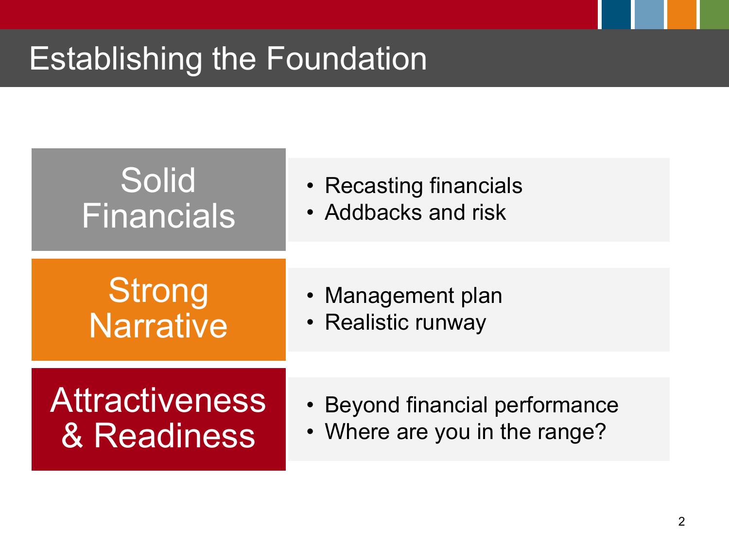# Establishing the Foundation

## Solid Financials

- Recasting financials
- Addbacks and risk

## Strong Narrative

- Management plan
- Realistic runway

## Attractiveness & Readiness

- Beyond financial performance
- Where are you in the range?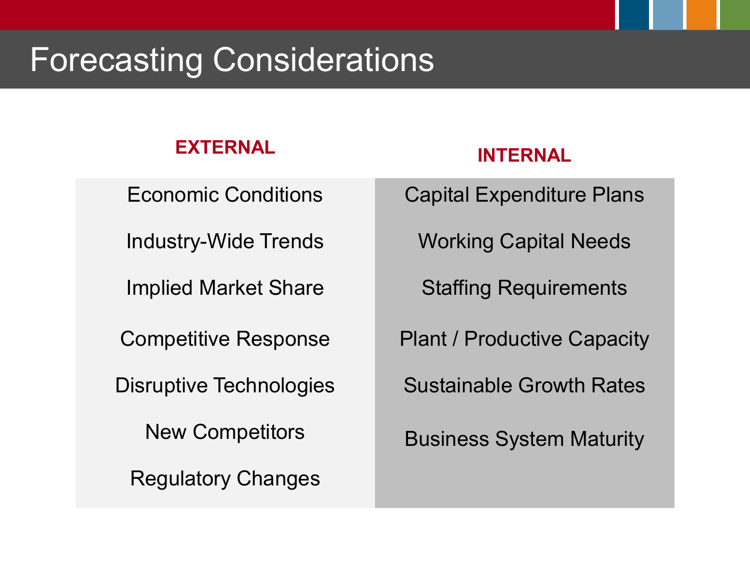# Forecasting Considerations

| EXTERNAL | INTERNAL |
|---|---|
| Economic Conditions | Capital Expenditure Plans |
| Industry-Wide Trends | Working Capital Needs |
| Implied Market Share | Staffing Requirements |
| Competitive Response | Plant / Productive Capacity |
| Disruptive Technologies | Sustainable Growth Rates |
| New Competitors | Business System Maturity |
| Regulatory Changes | |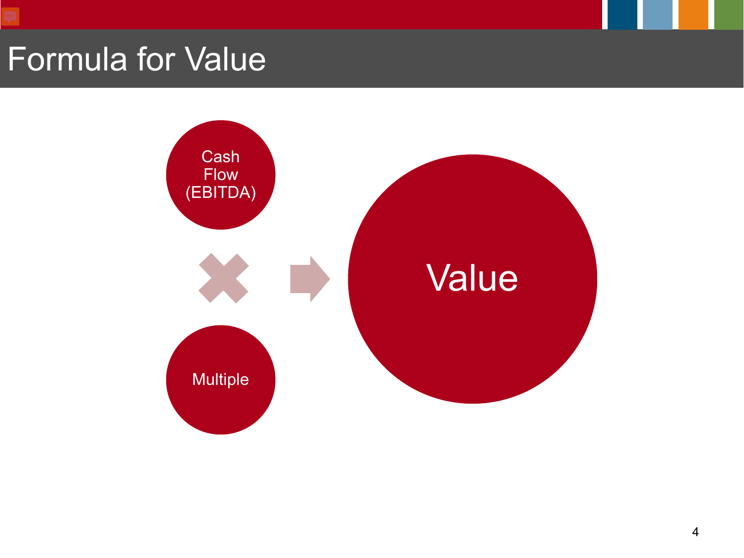# Formula for Value

Cash Flow (EBITDA)

×

Multiple

→

Value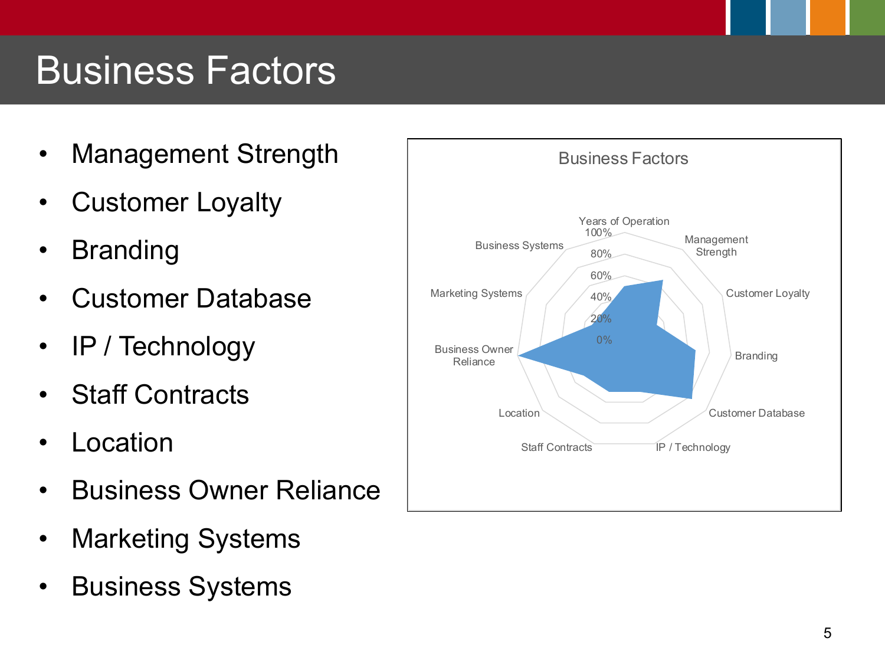# Business Factors

- Management Strength
- Customer Loyalty
- Branding
- Customer Database
- IP / Technology
- Staff Contracts
- Location
- Business Owner Reliance
- Marketing Systems
- Business Systems

Business Factors

Years of Operation
100%
80%
60%
40%
20%
0%
Management Strength
Customer Loyalty
Branding
Customer Database
IP / Technology
Staff Contracts
Location
Business Owner Reliance
Marketing Systems
Business Systems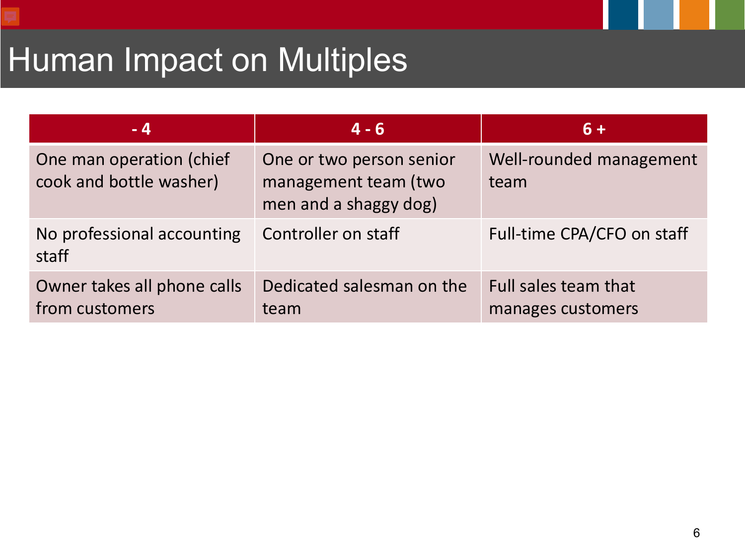# Human Impact on Multiples

| - 4 | 4 - 6 | 6 + |
|---|---|---|
| One man operation (chief cook and bottle washer) | One or two person senior management team (two men and a shaggy dog) | Well-rounded management team |
| No professional accounting staff | Controller on staff | Full-time CPA/CFO on staff |
| Owner takes all phone calls from customers | Dedicated salesman on the team | Full sales team that manages customers |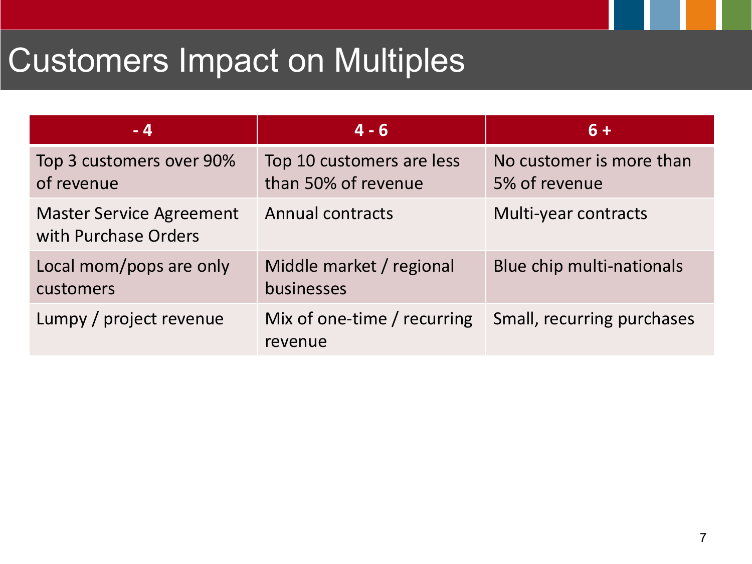# Customers Impact on Multiples

| - 4 | 4 - 6 | 6 + |
|---|---|---|
| Top 3 customers over 90% of revenue | Top 10 customers are less than 50% of revenue | No customer is more than 5% of revenue |
| Master Service Agreement with Purchase Orders | Annual contracts | Multi-year contracts |
| Local mom/pops are only customers | Middle market / regional businesses | Blue chip multi-nationals |
| Lumpy / project revenue | Mix of one-time / recurring revenue | Small, recurring purchases |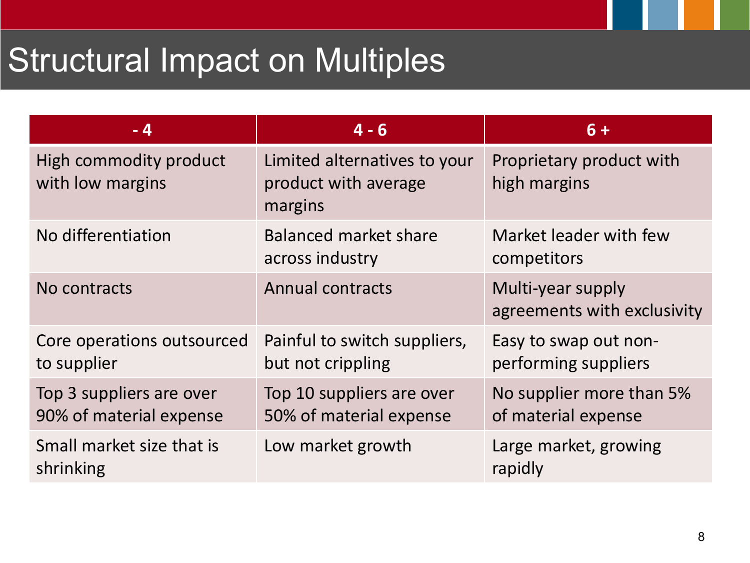# Structural Impact on Multiples

| - 4 | 4 - 6 | 6 + |
|---|---|---|
| High commodity product with low margins | Limited alternatives to your product with average margins | Proprietary product with high margins |
| No differentiation | Balanced market share across industry | Market leader with few competitors |
| No contracts | Annual contracts | Multi-year supply agreements with exclusivity |
| Core operations outsourced to supplier | Painful to switch suppliers, but not crippling | Easy to swap out non-performing suppliers |
| Top 3 suppliers are over 90% of material expense | Top 10 suppliers are over 50% of material expense | No supplier more than 5% of material expense |
| Small market size that is shrinking | Low market growth | Large market, growing rapidly |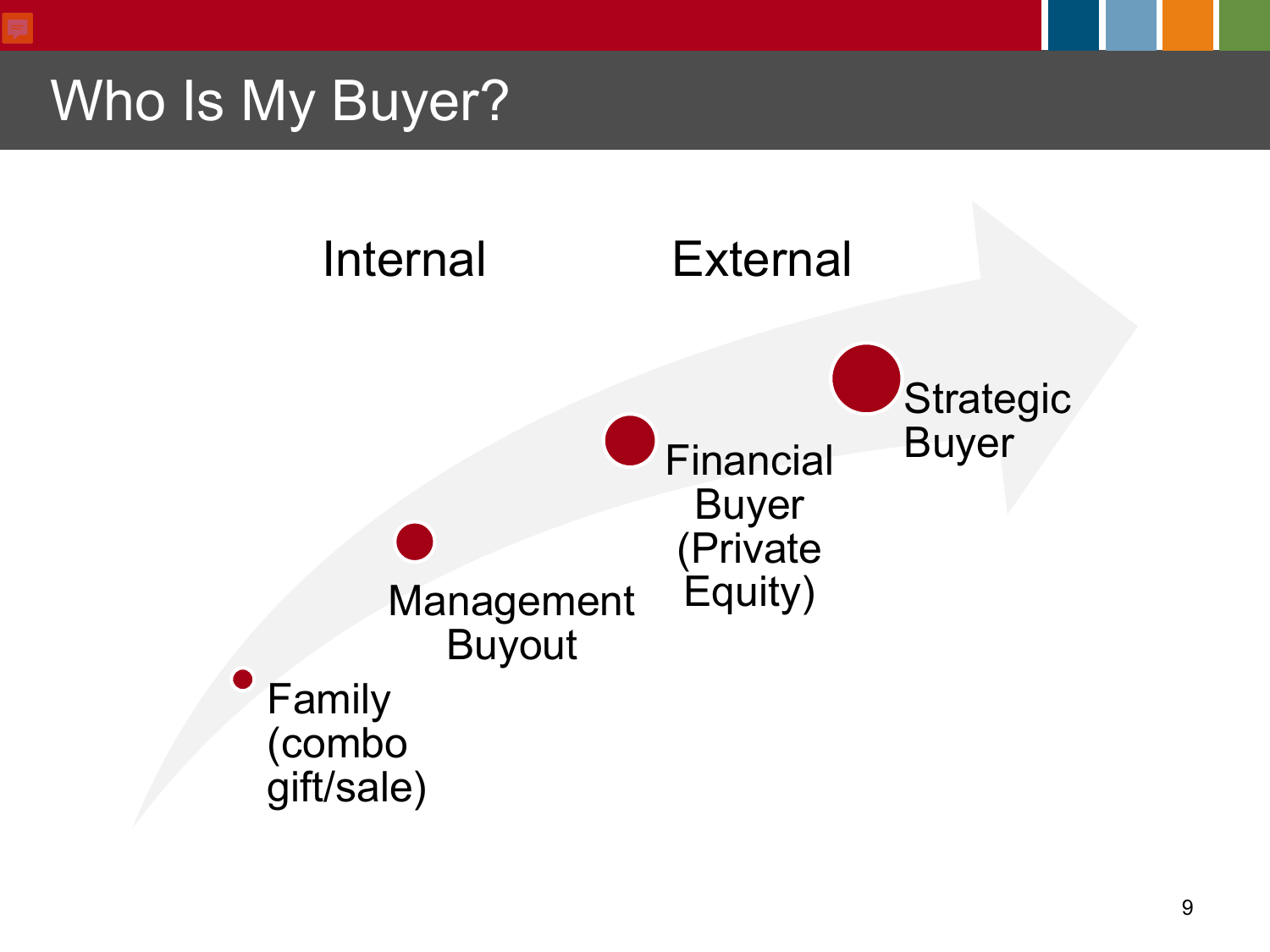# Who Is My Buyer?

Internal

External

- Family (combo gift/sale)
- Management Buyout
- Financial Buyer (Private Equity)
- Strategic Buyer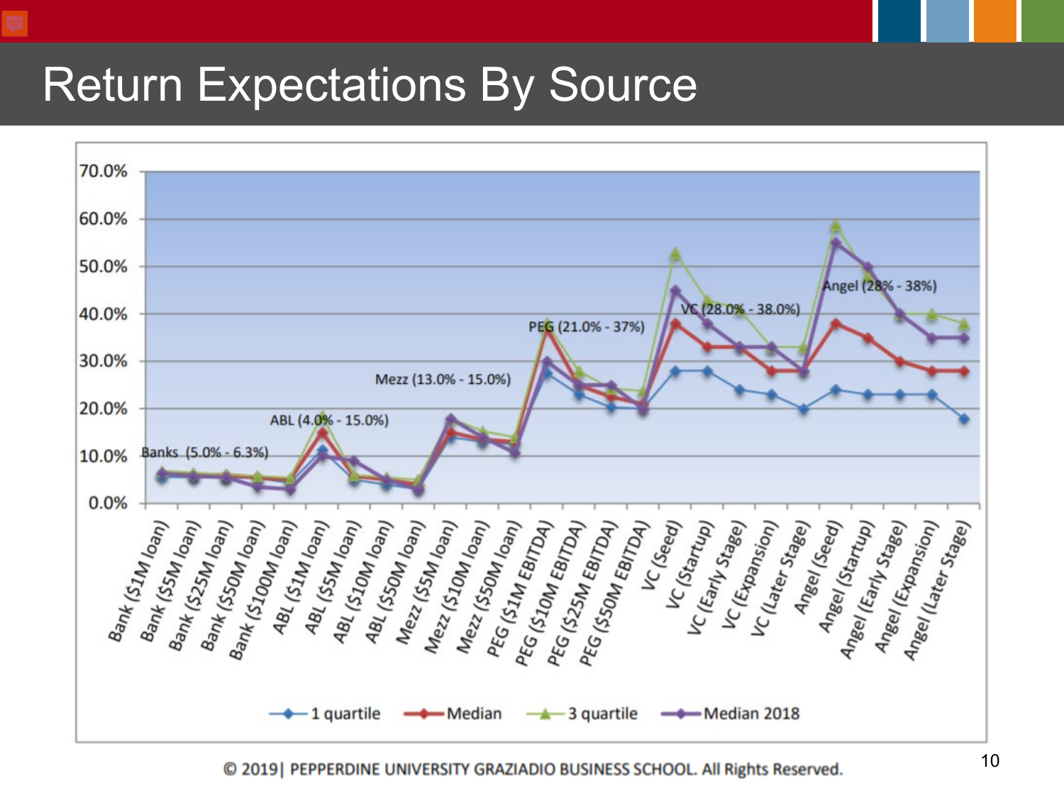# Return Expectations By Source

Banks (5.0% - 6.3%)

ABL (4.0% - 15.0%)

Mezz (13.0% - 15.0%)

PEG (21.0% - 37%)

VC (28.0% - 38.0%)

Angel (28% - 38%)

70.0% | 60.0% | 50.0% | 40.0% | 30.0% | 20.0% | 10.0% | 0.0%

Bank ($1M loan), Bank ($5M loan), Bank ($25M loan), Bank ($50M loan), Bank ($100M loan), ABL ($1M loan), ABL ($5M loan), ABL ($10M loan), ABL ($50M loan), Mezz ($5M loan), Mezz ($10M loan), Mezz ($50M loan), PEG ($1M EBITDA), PEG ($10M EBITDA), PEG ($25M EBITDA), PEG ($50M EBITDA), VC (Seed), VC (Startup), VC (Early Stage), VC (Expansion), VC (Later Stage), Angel (Seed), Angel (Startup), Angel (Early Stage), Angel (Expansion), Angel (Later Stage)

1 quartile | Median | 3 quartile | Median 2018

© 2019| PEPPERDINE UNIVERSITY GRAZIADIO BUSINESS SCHOOL. All Rights Reserved.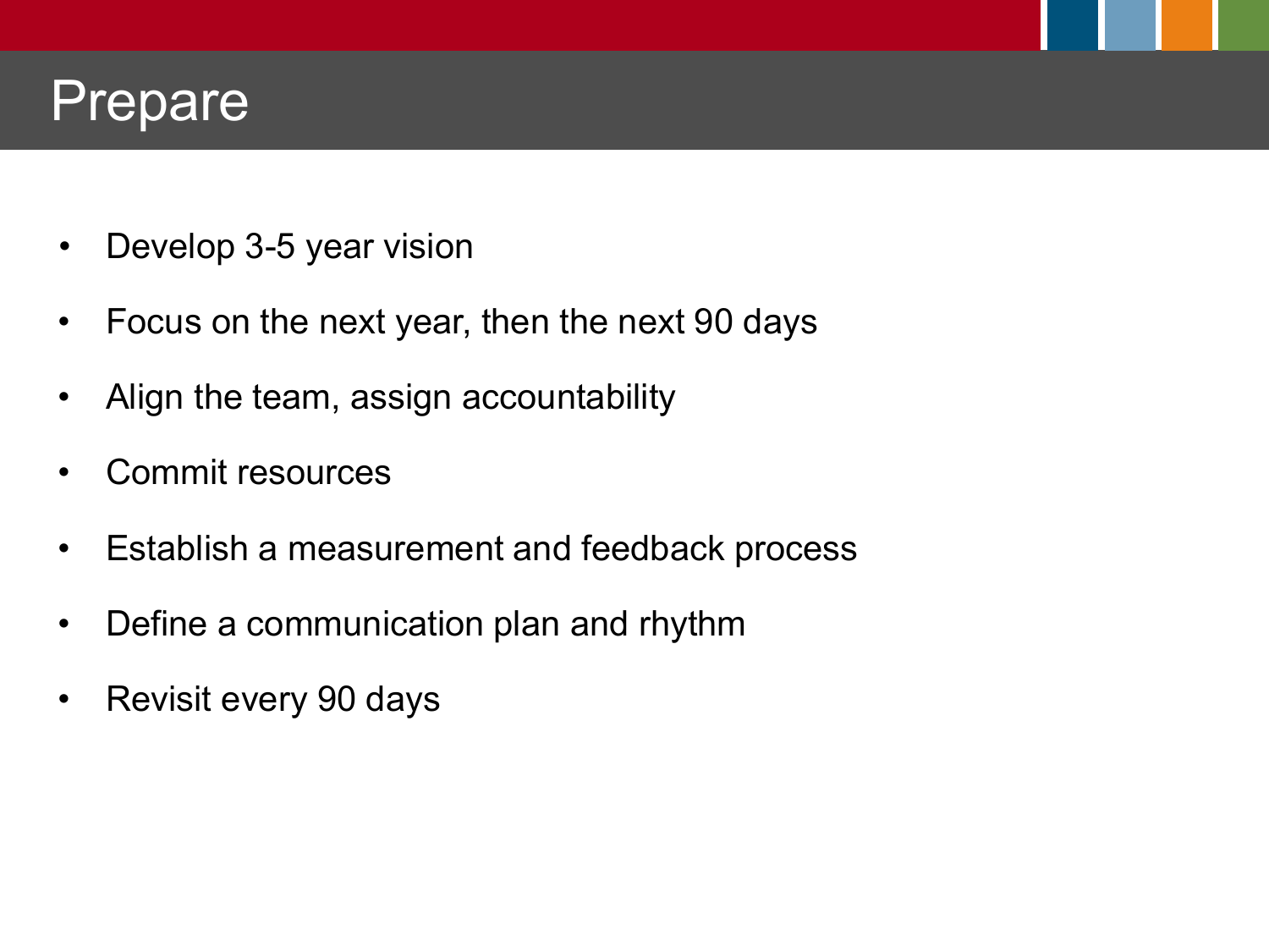# Prepare

- Develop 3-5 year vision
- Focus on the next year, then the next 90 days
- Align the team, assign accountability
- Commit resources
- Establish a measurement and feedback process
- Define a communication plan and rhythm
- Revisit every 90 days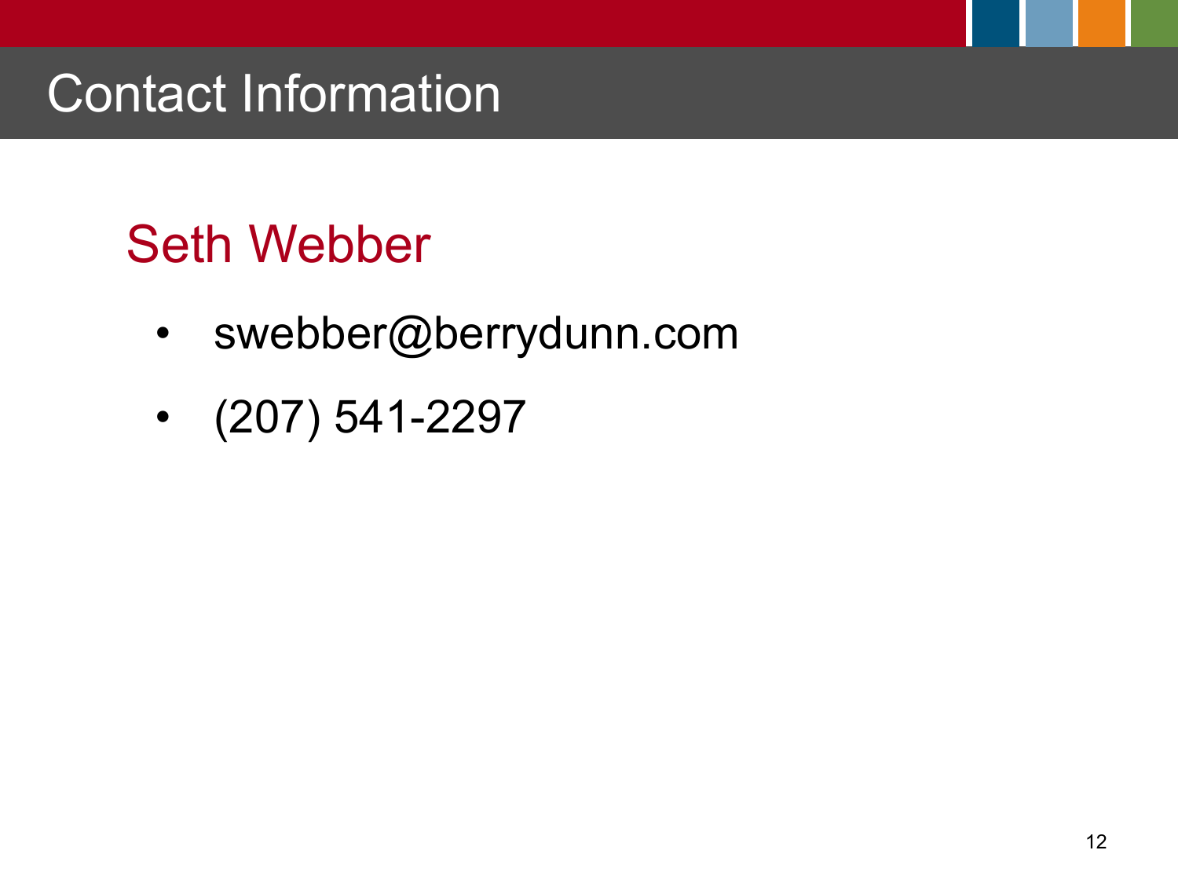# Contact Information

## Seth Webber

- swebber@berrydunn.com
- (207) 541-2297